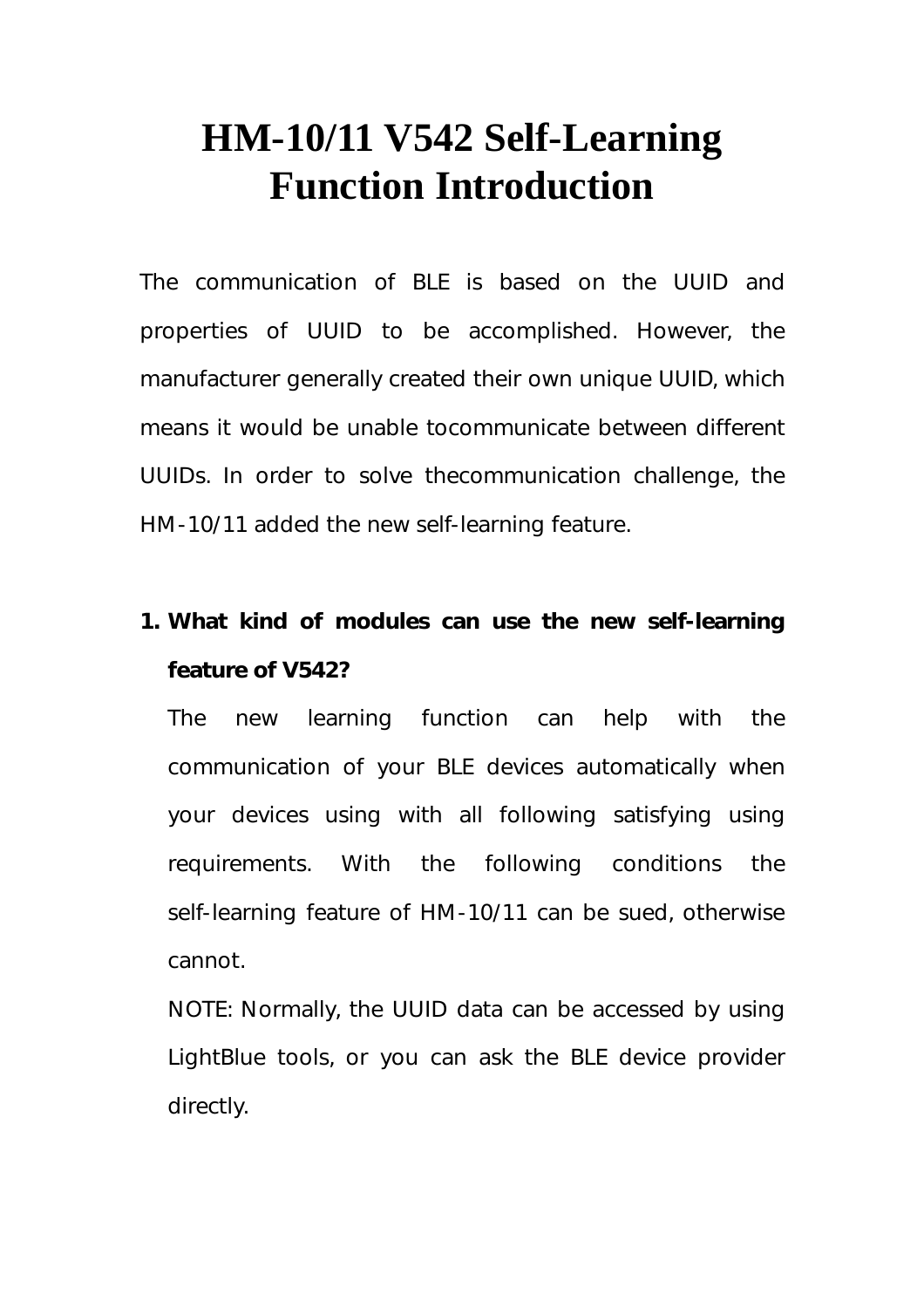# HM-10/11 V542 Self-Learning Function Introduction

The communication of BLE is based on the UUID and properties of UUID to be accomplished. However, the manufacturer generally created their own unique UUID, which means it would be unable tocommunicate between different UUIDs. In order to solve thecommunication challenge, the HM-10/11 added the new self-learning feature.

1. **What kind of modules can use the new self-learning feature of V542?**

   The new learning function can help with the communication of your BLE devices automatically when your devices using with all following satisfying using requirements. With the following conditions the self-learning feature of HM-10/11 can be sued, otherwise cannot.

   NOTE: Normally, the UUID data can be accessed by using LightBlue tools, or you can ask the BLE device provider directly.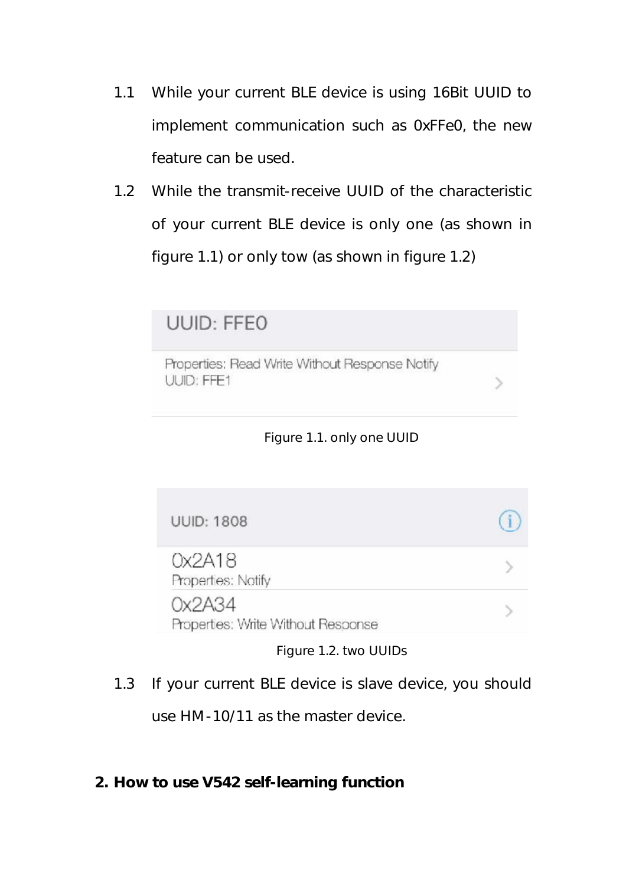1.1 While your current BLE device is using 16Bit UUID to implement communication such as 0xFFe0, the new feature can be used.

1.2 While the transmit-receive UUID of the characteristic of your current BLE device is only one (as shown in figure 1.1) or only tow (as shown in figure 1.2)

UUID: FFE0

Properties: Read Write Without Response Notify
UUID: FFE1

Figure 1.1. only one UUID

UUID: 1808

0x2A18
Properties: Notify

0x2A34
Properties: Write Without Response

Figure 1.2. two UUIDs

1.3 If your current BLE device is slave device, you should use HM-10/11 as the master device.

**2. How to use V542 self-learning function**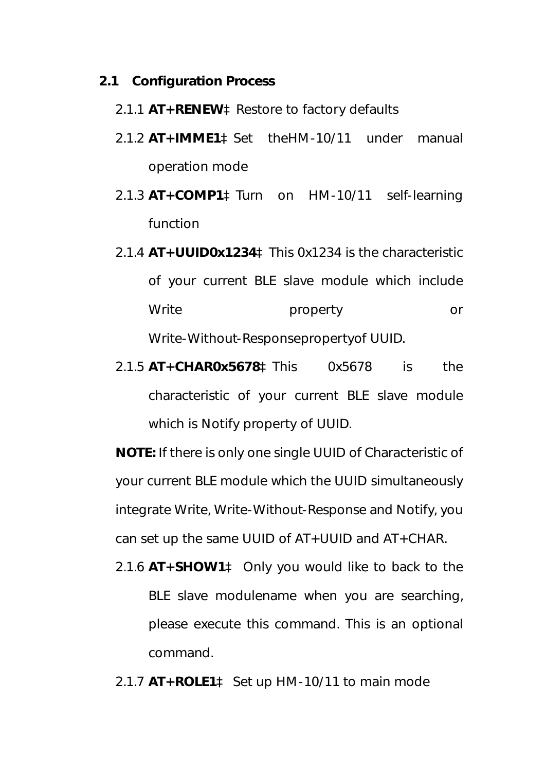## 2.1 Configuration Process

2.1.1 **AT+RENEW**‡ Restore to factory defaults

2.1.2 **AT+IMME1**‡ Set theHM-10/11 under manual operation mode

2.1.3 **AT+COMP1**‡ Turn on HM-10/11 self-learning function

2.1.4 **AT+UUID0x1234**‡ This 0x1234 is the characteristic of your current BLE slave module which include Write property or Write-Without-Responsepropertyof UUID.

2.1.5 **AT+CHAR0x5678**‡ This 0x5678 is the characteristic of your current BLE slave module which is Notify property of UUID.

**NOTE:** If there is only one single UUID of Characteristic of your current BLE module which the UUID simultaneously integrate Write, Write-Without-Response and Notify, you can set up the same UUID of AT+UUID and AT+CHAR.

2.1.6 **AT+SHOW1**‡ Only you would like to back to the BLE slave modulename when you are searching, please execute this command. This is an optional command.

2.1.7 **AT+ROLE1**‡ Set up HM-10/11 to main mode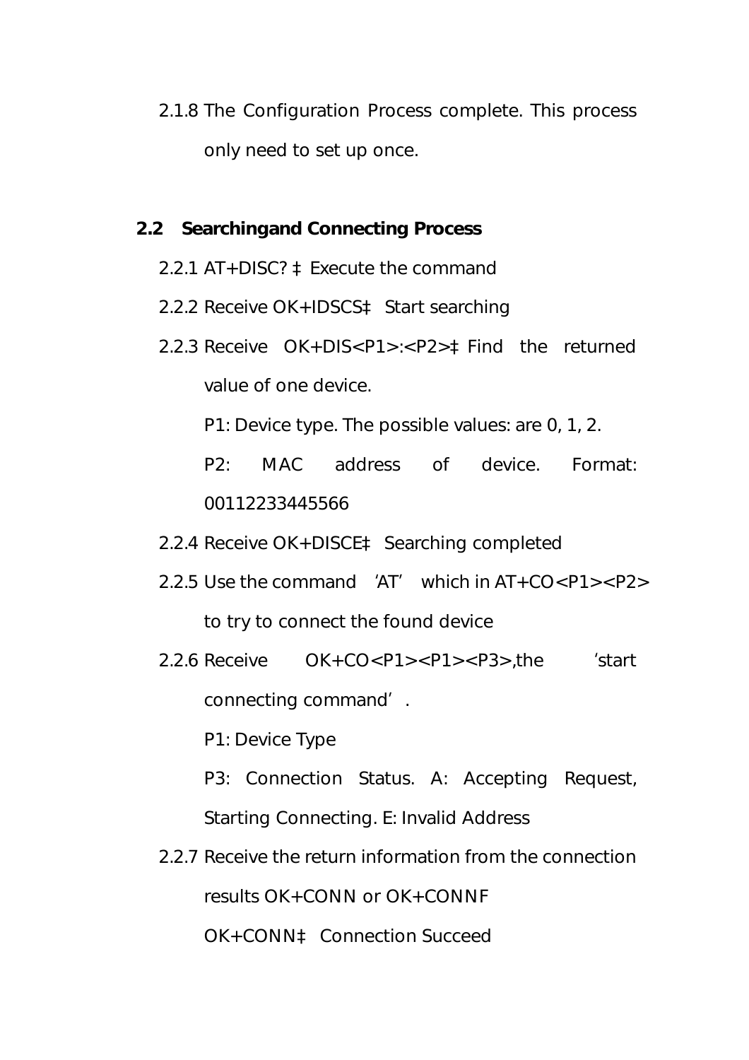2.1.8 The Configuration Process complete. This process only need to set up once.

## 2.2 Searchingand Connecting Process

2.2.1 AT+DISC? ‡ Execute the command

2.2.2 Receive OK+IDSCS‡ Start searching

2.2.3 Receive OK+DIS<P1>:<P2>‡ Find the returned value of one device.

P1: Device type. The possible values: are 0, 1, 2.

P2: MAC address of device. Format: 00112233445566

2.2.4 Receive OK+DISCE‡ Searching completed

2.2.5 Use the command 'AT' which in AT+CO<P1><P2> to try to connect the found device

2.2.6 Receive OK+CO<P1><P1><P3>,the 'start connecting command'.

P1: Device Type

P3: Connection Status. A: Accepting Request, Starting Connecting. E: Invalid Address

2.2.7 Receive the return information from the connection results OK+CONN or OK+CONNF

OK+CONN‡ Connection Succeed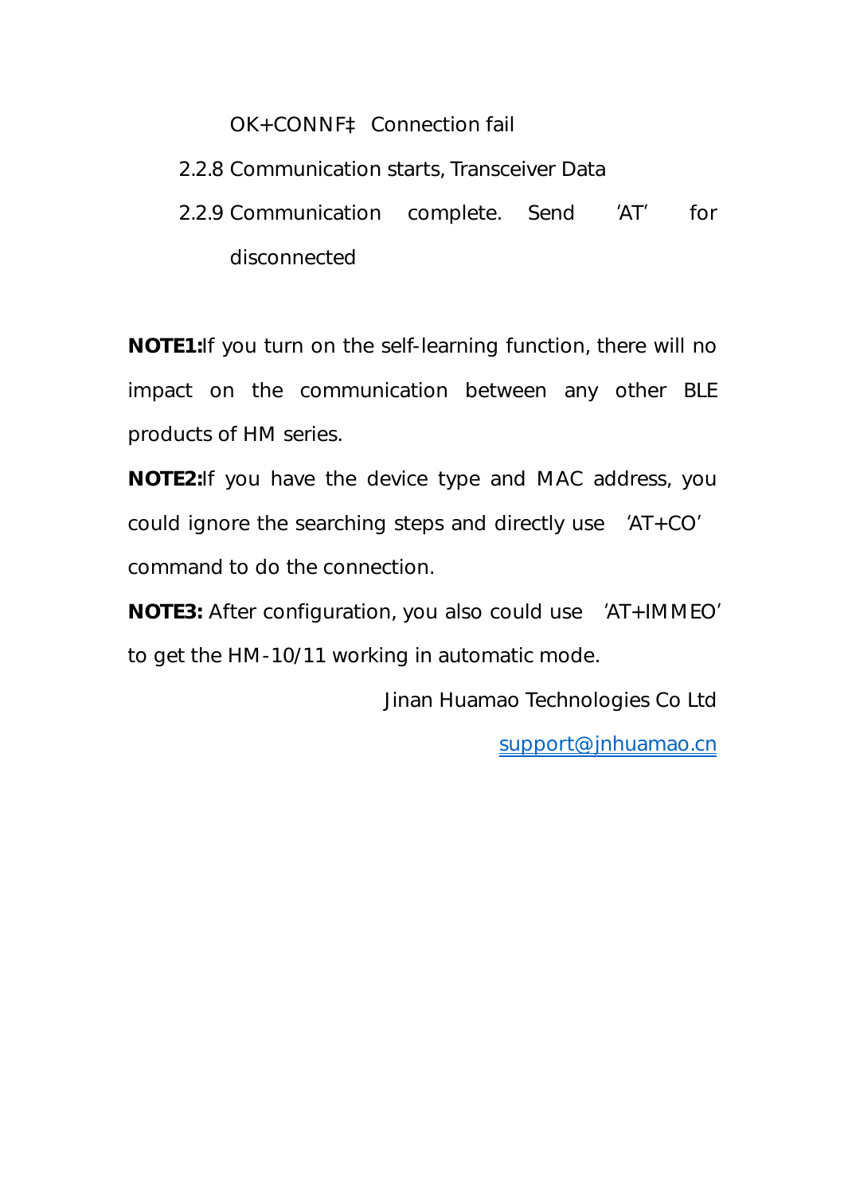OK+CONNF‡  Connection fail

2.2.8 Communication starts, Transceiver Data

2.2.9 Communication complete. Send 'AT' for disconnected

**NOTE1:**If you turn on the self-learning function, there will no impact on the communication between any other BLE products of HM series.

**NOTE2:**If you have the device type and MAC address, you could ignore the searching steps and directly use 'AT+CO' command to do the connection.

**NOTE3:** After configuration, you also could use 'AT+IMMEO' to get the HM-10/11 working in automatic mode.

Jinan Huamao Technologies Co Ltd

support@jnhuamao.cn